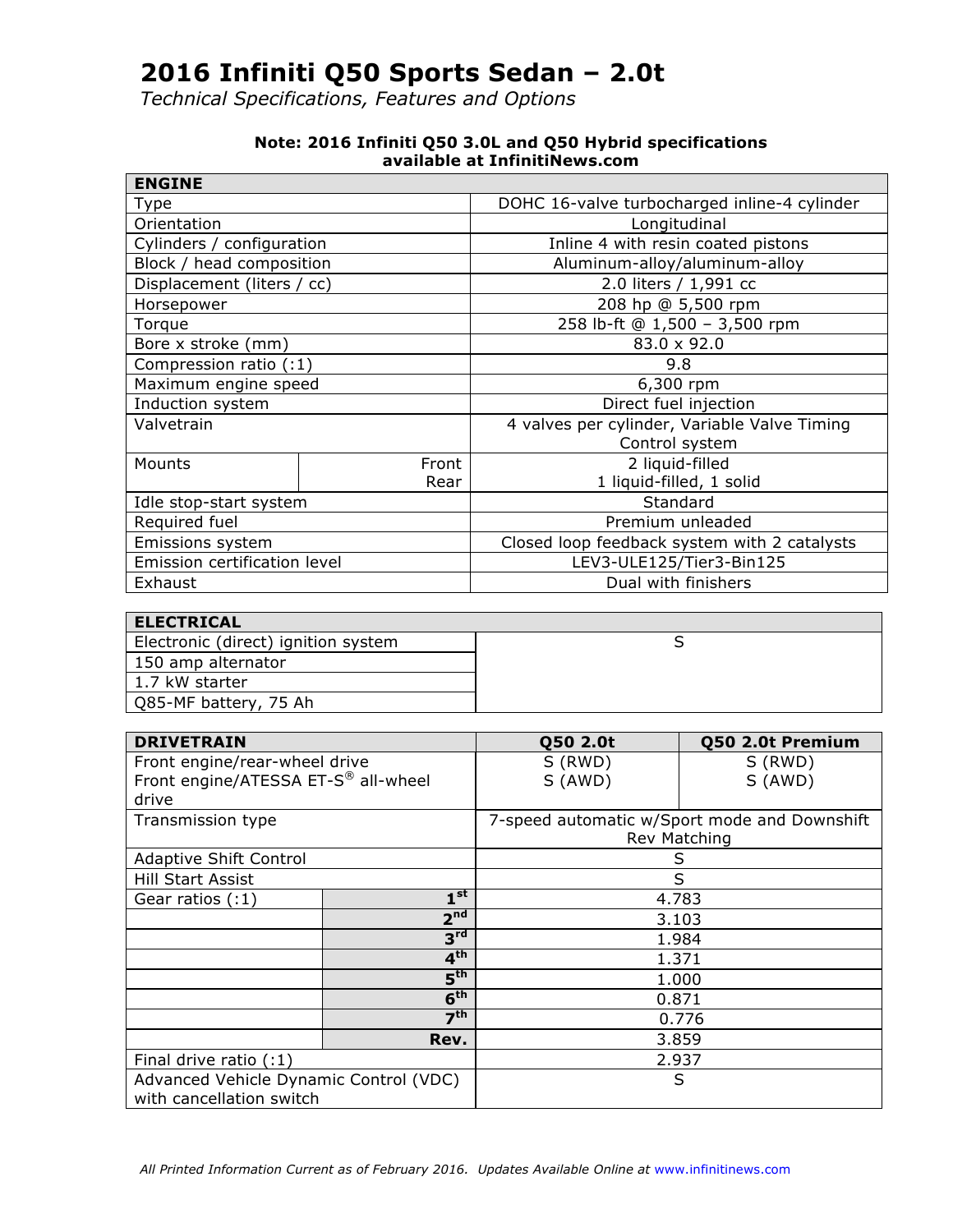# 2016 Infiniti Q50 Sports Sedan – 2.0t

*Technical Specifications, Features and Options*

**Note: 2016 Infiniti Q50 3.0L and Q50 Hybrid specifications available at InfinitiNews.com**

| ENGINE | | |
|---|---|---|
| Type | | DOHC 16-valve turbocharged inline-4 cylinder |
| Orientation | | Longitudinal |
| Cylinders / configuration | | Inline 4 with resin coated pistons |
| Block / head composition | | Aluminum-alloy/aluminum-alloy |
| Displacement (liters / cc) | | 2.0 liters / 1,991 cc |
| Horsepower | | 208 hp @ 5,500 rpm |
| Torque | | 258 lb-ft @ 1,500 – 3,500 rpm |
| Bore x stroke (mm) | | 83.0 x 92.0 |
| Compression ratio (:1) | | 9.8 |
| Maximum engine speed | | 6,300 rpm |
| Induction system | | Direct fuel injection |
| Valvetrain | | 4 valves per cylinder, Variable Valve Timing Control system |
| Mounts | Front | 2 liquid-filled |
| | Rear | 1 liquid-filled, 1 solid |
| Idle stop-start system | | Standard |
| Required fuel | | Premium unleaded |
| Emissions system | | Closed loop feedback system with 2 catalysts |
| Emission certification level | | LEV3-ULE125/Tier3-Bin125 |
| Exhaust | | Dual with finishers |

| ELECTRICAL | |
|---|---|
| Electronic (direct) ignition system | S |
| 150 amp alternator | |
| 1.7 kW starter | |
| Q85-MF battery, 75 Ah | |

| DRIVETRAIN | | Q50 2.0t | Q50 2.0t Premium |
|---|---|---|---|
| Front engine/rear-wheel drive<br>Front engine/ATESSA ET-S® all-wheel drive | | S (RWD)<br>S (AWD) | S (RWD)<br>S (AWD) |
| Transmission type | | 7-speed automatic w/Sport mode and Downshift Rev Matching | |
| Adaptive Shift Control | | S | |
| Hill Start Assist | | S | |
| Gear ratios (:1) | 1st | 4.783 | |
| | 2nd | 3.103 | |
| | 3rd | 1.984 | |
| | 4th | 1.371 | |
| | 5th | 1.000 | |
| | 6th | 0.871 | |
| | 7th | 0.776 | |
| | Rev. | 3.859 | |
| Final drive ratio (:1) | | 2.937 | |
| Advanced Vehicle Dynamic Control (VDC) with cancellation switch | | S | |

*All Printed Information Current as of February 2016. Updates Available Online at www.infinitinews.com*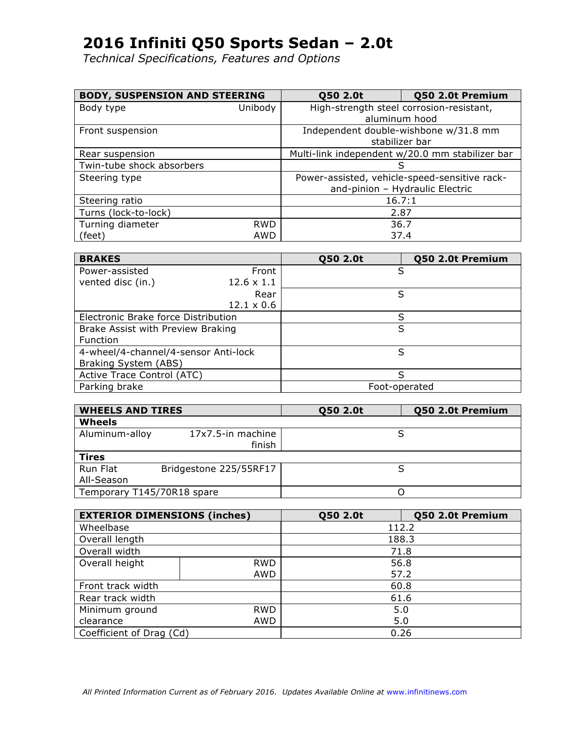# 2016 Infiniti Q50 Sports Sedan – 2.0t

*Technical Specifications, Features and Options*

| BODY, SUSPENSION AND STEERING | | Q50 2.0t | Q50 2.0t Premium |
|---|---|---|---|
| Body type | Unibody | High-strength steel corrosion-resistant, aluminum hood | |
| Front suspension | | Independent double-wishbone w/31.8 mm stabilizer bar | |
| Rear suspension | | Multi-link independent w/20.0 mm stabilizer bar | |
| Twin-tube shock absorbers | | S | |
| Steering type | | Power-assisted, vehicle-speed-sensitive rack-and-pinion – Hydraulic Electric | |
| Steering ratio | | 16.7:1 | |
| Turns (lock-to-lock) | | 2.87 | |
| Turning diameter (feet) | RWD | 36.7 | |
| | AWD | 37.4 | |

| BRAKES | | Q50 2.0t | Q50 2.0t Premium |
|---|---|---|---|
| Power-assisted vented disc (in.) | Front 12.6 x 1.1 | S | |
| | Rear 12.1 x 0.6 | S | |
| Electronic Brake force Distribution | | S | |
| Brake Assist with Preview Braking Function | | S | |
| 4-wheel/4-channel/4-sensor Anti-lock Braking System (ABS) | | S | |
| Active Trace Control (ATC) | | S | |
| Parking brake | | Foot-operated | |

| WHEELS AND TIRES | | Q50 2.0t | Q50 2.0t Premium |
|---|---|---|---|
| **Wheels** | | | |
| Aluminum-alloy | 17x7.5-in machine finish | S | |
| **Tires** | | | |
| Run Flat All-Season | Bridgestone 225/55RF17 | S | |
| Temporary T145/70R18 spare | | O | |

| EXTERIOR DIMENSIONS (inches) | | Q50 2.0t | Q50 2.0t Premium |
|---|---|---|---|
| Wheelbase | | 112.2 | |
| Overall length | | 188.3 | |
| Overall width | | 71.8 | |
| Overall height | RWD | 56.8 | |
| | AWD | 57.2 | |
| Front track width | | 60.8 | |
| Rear track width | | 61.6 | |
| Minimum ground clearance | RWD | 5.0 | |
| | AWD | 5.0 | |
| Coefficient of Drag (Cd) | | 0.26 | |

*All Printed Information Current as of February 2016. Updates Available Online at www.infinitinews.com*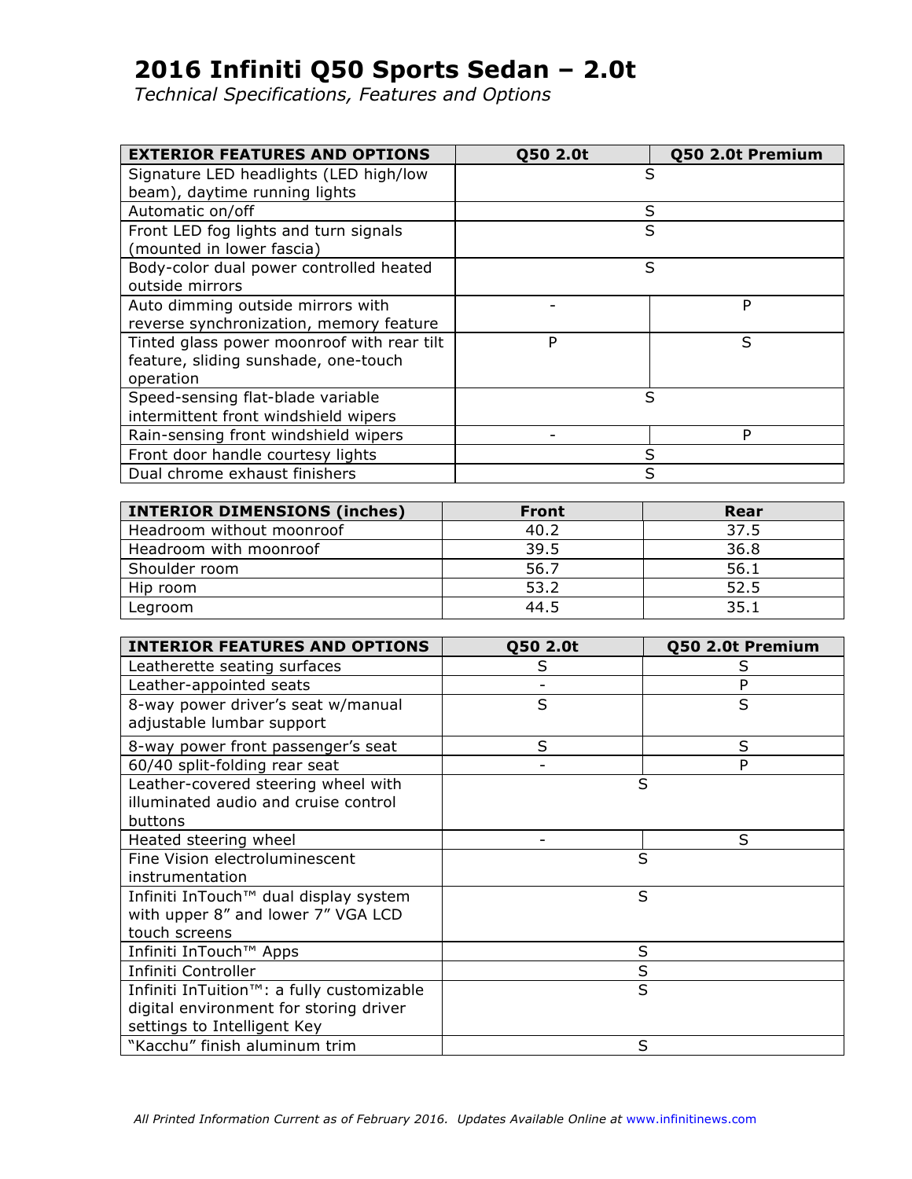# 2016 Infiniti Q50 Sports Sedan – 2.0t

*Technical Specifications, Features and Options*

| EXTERIOR FEATURES AND OPTIONS | Q50 2.0t | Q50 2.0t Premium |
|---|---|---|
| Signature LED headlights (LED high/low beam), daytime running lights | S | |
| Automatic on/off | S | |
| Front LED fog lights and turn signals (mounted in lower fascia) | S | |
| Body-color dual power controlled heated outside mirrors | S | |
| Auto dimming outside mirrors with reverse synchronization, memory feature | - | P |
| Tinted glass power moonroof with rear tilt feature, sliding sunshade, one-touch operation | P | S |
| Speed-sensing flat-blade variable intermittent front windshield wipers | S | |
| Rain-sensing front windshield wipers | - | P |
| Front door handle courtesy lights | S | |
| Dual chrome exhaust finishers | S | |

| INTERIOR DIMENSIONS (inches) | Front | Rear |
|---|---|---|
| Headroom without moonroof | 40.2 | 37.5 |
| Headroom with moonroof | 39.5 | 36.8 |
| Shoulder room | 56.7 | 56.1 |
| Hip room | 53.2 | 52.5 |
| Legroom | 44.5 | 35.1 |

| INTERIOR FEATURES AND OPTIONS | Q50 2.0t | Q50 2.0t Premium |
|---|---|---|
| Leatherette seating surfaces | S | S |
| Leather-appointed seats | - | P |
| 8-way power driver's seat w/manual adjustable lumbar support | S | S |
| 8-way power front passenger's seat | S | S |
| 60/40 split-folding rear seat | - | P |
| Leather-covered steering wheel with illuminated audio and cruise control buttons | S | |
| Heated steering wheel | - | S |
| Fine Vision electroluminescent instrumentation | S | |
| Infiniti InTouch™ dual display system with upper 8" and lower 7" VGA LCD touch screens | S | |
| Infiniti InTouch™ Apps | S | |
| Infiniti Controller | S | |
| Infiniti InTuition™: a fully customizable digital environment for storing driver settings to Intelligent Key | S | |
| "Kacchu" finish aluminum trim | S | |

*All Printed Information Current as of February 2016. Updates Available Online at www.infinitinews.com*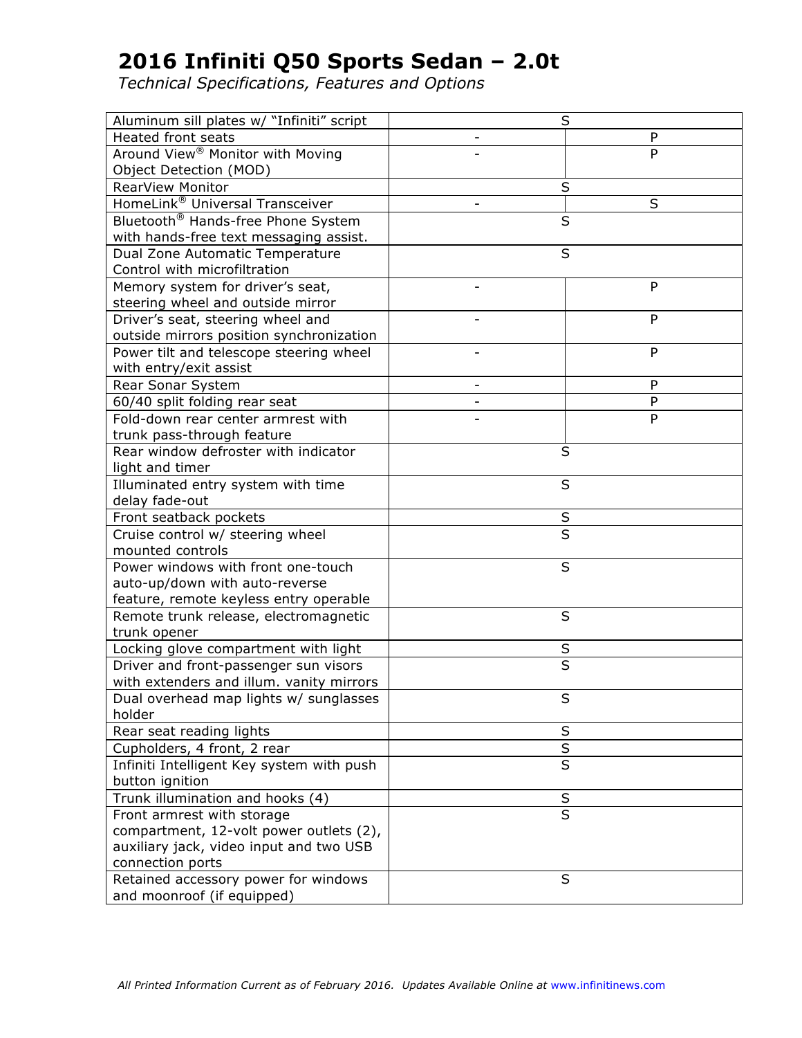# 2016 Infiniti Q50 Sports Sedan – 2.0t

*Technical Specifications, Features and Options*

| | | |
|---|---|---|
| Aluminum sill plates w/ "Infiniti" script | S | |
| Heated front seats | - | P |
| Around View® Monitor with Moving Object Detection (MOD) | - | P |
| RearView Monitor | S | |
| HomeLink® Universal Transceiver | - | S |
| Bluetooth® Hands-free Phone System with hands-free text messaging assist. | S | |
| Dual Zone Automatic Temperature Control with microfiltration | S | |
| Memory system for driver's seat, steering wheel and outside mirror | - | P |
| Driver's seat, steering wheel and outside mirrors position synchronization | - | P |
| Power tilt and telescope steering wheel with entry/exit assist | - | P |
| Rear Sonar System | - | P |
| 60/40 split folding rear seat | - | P |
| Fold-down rear center armrest with trunk pass-through feature | - | P |
| Rear window defroster with indicator light and timer | S | |
| Illuminated entry system with time delay fade-out | S | |
| Front seatback pockets | S | |
| Cruise control w/ steering wheel mounted controls | S | |
| Power windows with front one-touch auto-up/down with auto-reverse feature, remote keyless entry operable | S | |
| Remote trunk release, electromagnetic trunk opener | S | |
| Locking glove compartment with light | S | |
| Driver and front-passenger sun visors with extenders and illum. vanity mirrors | S | |
| Dual overhead map lights w/ sunglasses holder | S | |
| Rear seat reading lights | S | |
| Cupholders, 4 front, 2 rear | S | |
| Infiniti Intelligent Key system with push button ignition | S | |
| Trunk illumination and hooks (4) | S | |
| Front armrest with storage compartment, 12-volt power outlets (2), auxiliary jack, video input and two USB connection ports | S | |
| Retained accessory power for windows and moonroof (if equipped) | S | |

*All Printed Information Current as of February 2016. Updates Available Online at www.infinitinews.com*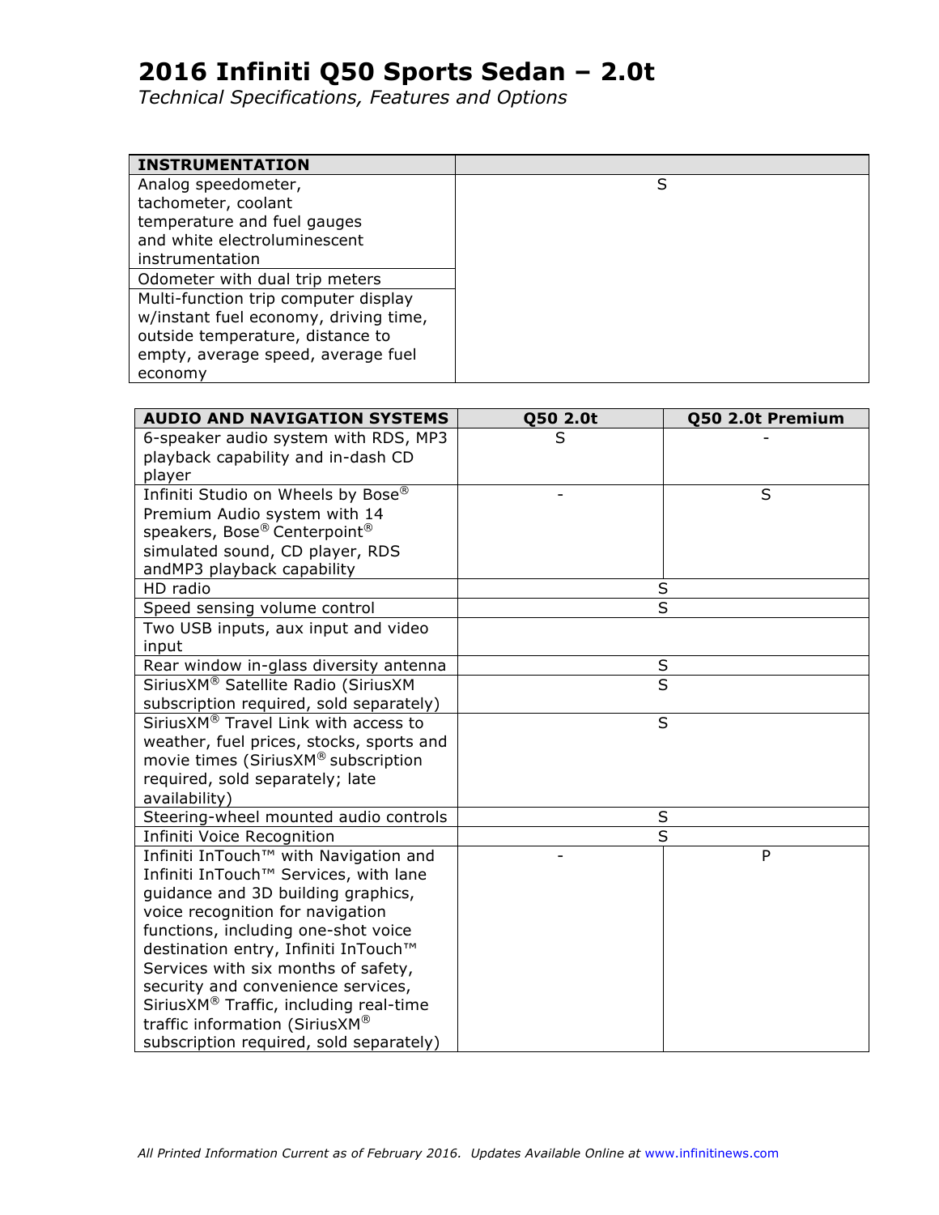# 2016 Infiniti Q50 Sports Sedan – 2.0t

*Technical Specifications, Features and Options*

| INSTRUMENTATION | |
|---|---|
| Analog speedometer, tachometer, coolant temperature and fuel gauges and white electroluminescent instrumentation | S |
| Odometer with dual trip meters | |
| Multi-function trip computer display w/instant fuel economy, driving time, outside temperature, distance to empty, average speed, average fuel economy | |

| AUDIO AND NAVIGATION SYSTEMS | Q50 2.0t | Q50 2.0t Premium |
|---|---|---|
| 6-speaker audio system with RDS, MP3 playback capability and in-dash CD player | S | - |
| Infiniti Studio on Wheels by Bose® Premium Audio system with 14 speakers, Bose® Centerpoint® simulated sound, CD player, RDS andMP3 playback capability | - | S |
| HD radio | S | S |
| Speed sensing volume control | S | S |
| Two USB inputs, aux input and video input | | |
| Rear window in-glass diversity antenna | S | S |
| SiriusXM® Satellite Radio (SiriusXM subscription required, sold separately) | S | S |
| SiriusXM® Travel Link with access to weather, fuel prices, stocks, sports and movie times (SiriusXM® subscription required, sold separately; late availability) | S | S |
| Steering-wheel mounted audio controls | S | S |
| Infiniti Voice Recognition | S | S |
| Infiniti InTouch™ with Navigation and Infiniti InTouch™ Services, with lane guidance and 3D building graphics, voice recognition for navigation functions, including one-shot voice destination entry, Infiniti InTouch™ Services with six months of safety, security and convenience services, SiriusXM® Traffic, including real-time traffic information (SiriusXM® subscription required, sold separately) | - | P |

*All Printed Information Current as of February 2016. Updates Available Online at www.infinitinews.com*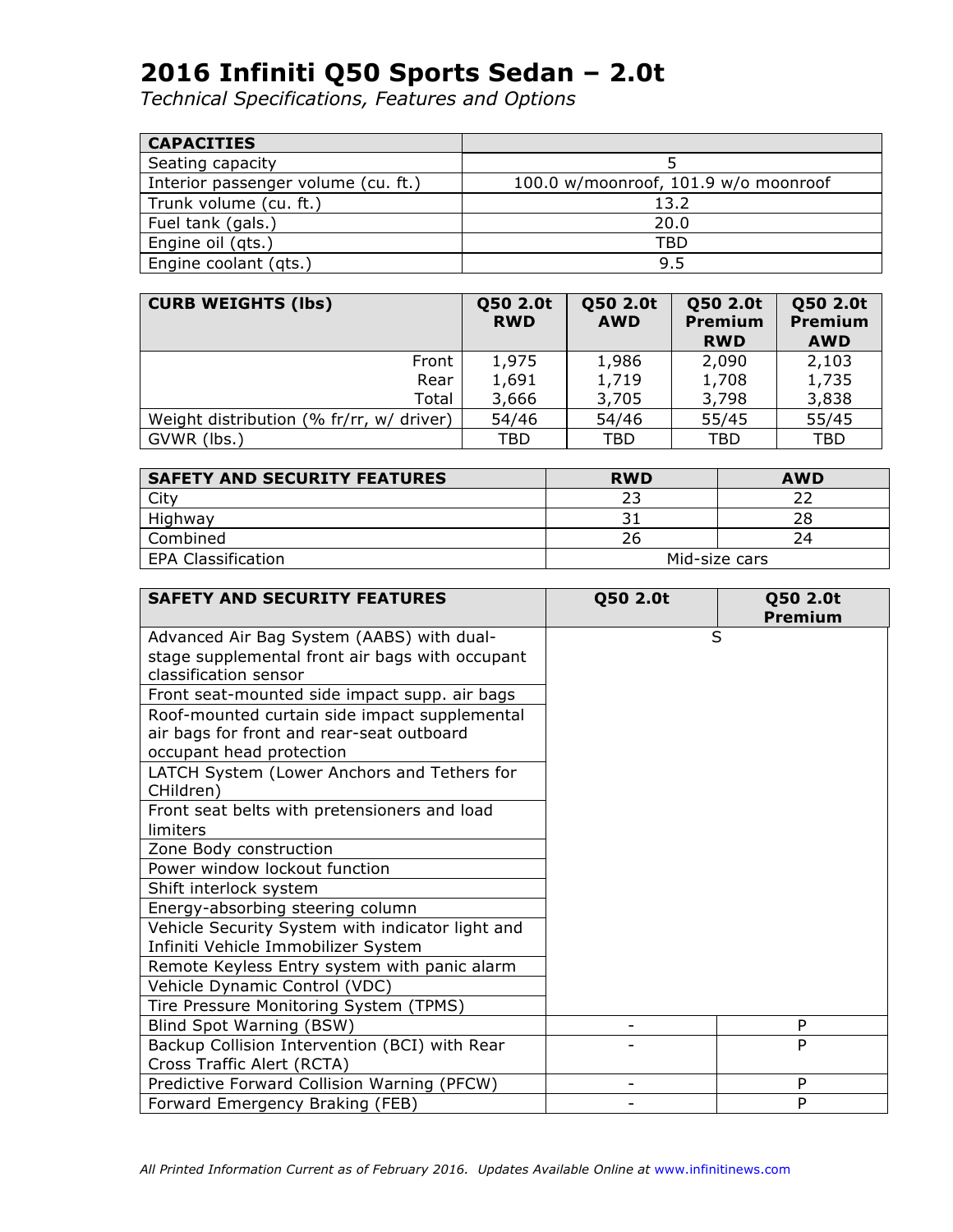# 2016 Infiniti Q50 Sports Sedan – 2.0t

*Technical Specifications, Features and Options*

| CAPACITIES | |
|---|---|
| Seating capacity | 5 |
| Interior passenger volume (cu. ft.) | 100.0 w/moonroof, 101.9 w/o moonroof |
| Trunk volume (cu. ft.) | 13.2 |
| Fuel tank (gals.) | 20.0 |
| Engine oil (qts.) | TBD |
| Engine coolant (qts.) | 9.5 |

| CURB WEIGHTS (lbs) | Q50 2.0t RWD | Q50 2.0t AWD | Q50 2.0t Premium RWD | Q50 2.0t Premium AWD |
|---|---|---|---|---|
| Front | 1,975 | 1,986 | 2,090 | 2,103 |
| Rear | 1,691 | 1,719 | 1,708 | 1,735 |
| Total | 3,666 | 3,705 | 3,798 | 3,838 |
| Weight distribution (% fr/rr, w/ driver) | 54/46 | 54/46 | 55/45 | 55/45 |
| GVWR (lbs.) | TBD | TBD | TBD | TBD |

| SAFETY AND SECURITY FEATURES | RWD | AWD |
|---|---|---|
| City | 23 | 22 |
| Highway | 31 | 28 |
| Combined | 26 | 24 |
| EPA Classification | Mid-size cars | |

| SAFETY AND SECURITY FEATURES | Q50 2.0t | Q50 2.0t Premium |
|---|---|---|
| Advanced Air Bag System (AABS) with dual-stage supplemental front air bags with occupant classification sensor | S | |
| Front seat-mounted side impact supp. air bags | | |
| Roof-mounted curtain side impact supplemental air bags for front and rear-seat outboard occupant head protection | | |
| LATCH System (Lower Anchors and Tethers for CHildren) | | |
| Front seat belts with pretensioners and load limiters | | |
| Zone Body construction | | |
| Power window lockout function | | |
| Shift interlock system | | |
| Energy-absorbing steering column | | |
| Vehicle Security System with indicator light and Infiniti Vehicle Immobilizer System | | |
| Remote Keyless Entry system with panic alarm | | |
| Vehicle Dynamic Control (VDC) | | |
| Tire Pressure Monitoring System (TPMS) | | |
| Blind Spot Warning (BSW) | - | P |
| Backup Collision Intervention (BCI) with Rear Cross Traffic Alert (RCTA) | - | P |
| Predictive Forward Collision Warning (PFCW) | - | P |
| Forward Emergency Braking (FEB) | - | P |

*All Printed Information Current as of February 2016. Updates Available Online at www.infinitinews.com*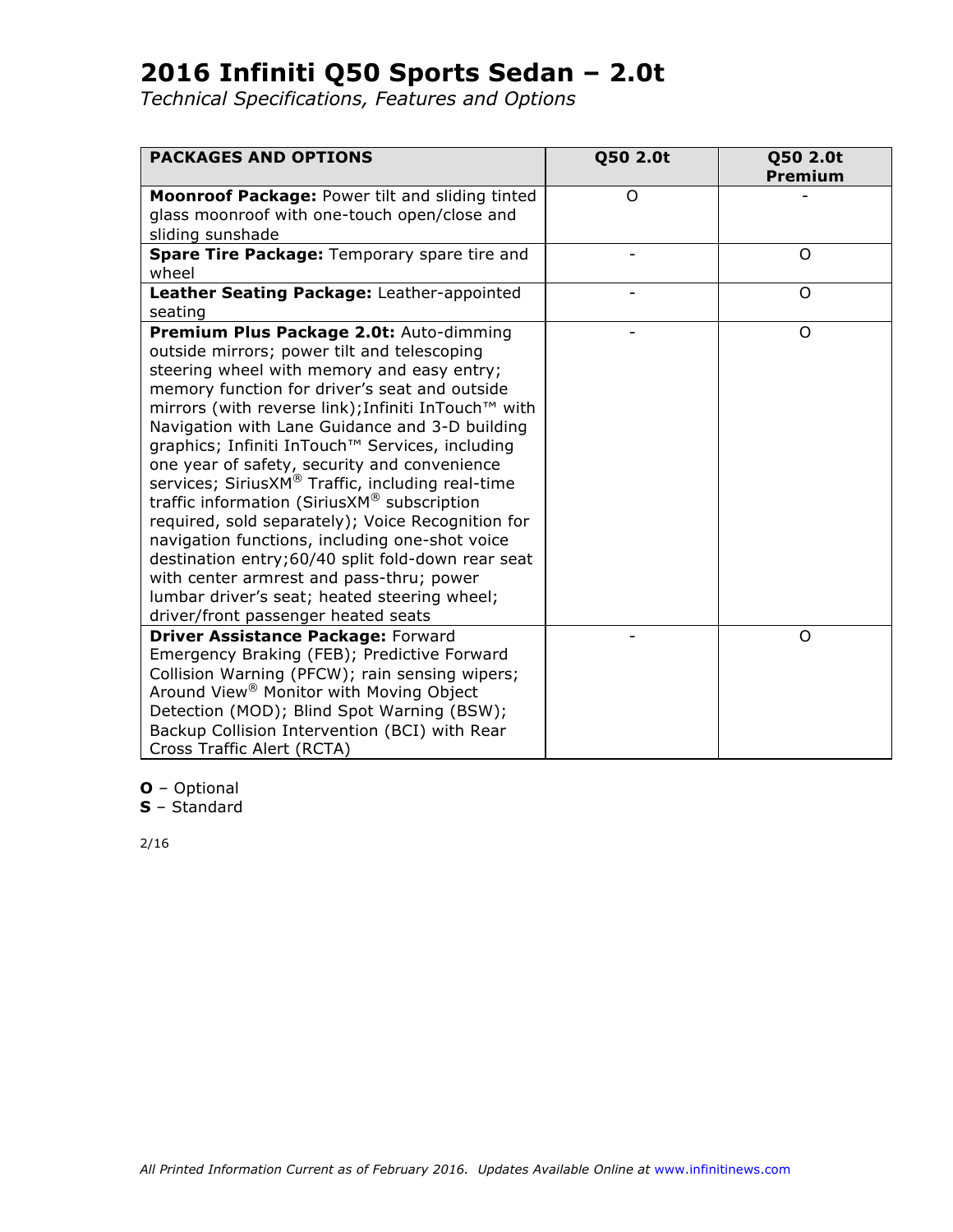# 2016 Infiniti Q50 Sports Sedan – 2.0t

*Technical Specifications, Features and Options*

| PACKAGES AND OPTIONS | Q50 2.0t | Q50 2.0t Premium |
|---|---|---|
| **Moonroof Package:** Power tilt and sliding tinted glass moonroof with one-touch open/close and sliding sunshade | O | - |
| **Spare Tire Package:** Temporary spare tire and wheel | - | O |
| **Leather Seating Package:** Leather-appointed seating | - | O |
| **Premium Plus Package 2.0t:** Auto-dimming outside mirrors; power tilt and telescoping steering wheel with memory and easy entry; memory function for driver's seat and outside mirrors (with reverse link);Infiniti InTouch™ with Navigation with Lane Guidance and 3-D building graphics; Infiniti InTouch™ Services, including one year of safety, security and convenience services; SiriusXM® Traffic, including real-time traffic information (SiriusXM® subscription required, sold separately); Voice Recognition for navigation functions, including one-shot voice destination entry;60/40 split fold-down rear seat with center armrest and pass-thru; power lumbar driver's seat; heated steering wheel; driver/front passenger heated seats | - | O |
| **Driver Assistance Package:** Forward Emergency Braking (FEB); Predictive Forward Collision Warning (PFCW); rain sensing wipers; Around View® Monitor with Moving Object Detection (MOD); Blind Spot Warning (BSW); Backup Collision Intervention (BCI) with Rear Cross Traffic Alert (RCTA) | - | O |

**O** – Optional
**S** – Standard

2/16

*All Printed Information Current as of February 2016. Updates Available Online at* www.infinitinews.com